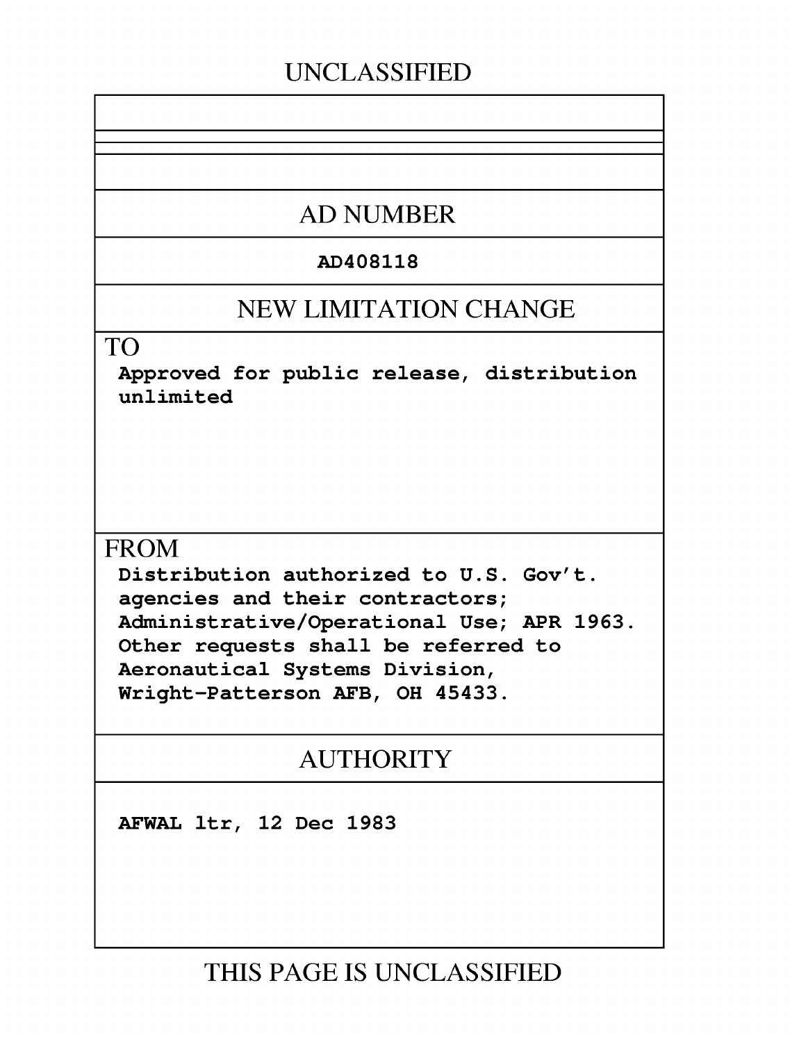UNCLASSIFIED

## AD NUMBER

**AD408118**

## NEW LIMITATION CHANGE

TO

**Approved for public release, distribution unlimited**

FROM

**Distribution authorized to U.S. Gov't. agencies and their contractors; Administrative/Operational Use; APR 1963. Other requests shall be referred to Aeronautical Systems Division, Wright-Patterson AFB, OH 45433.**

## AUTHORITY

**AFWAL ltr, 12 Dec 1983**

THIS PAGE IS UNCLASSIFIED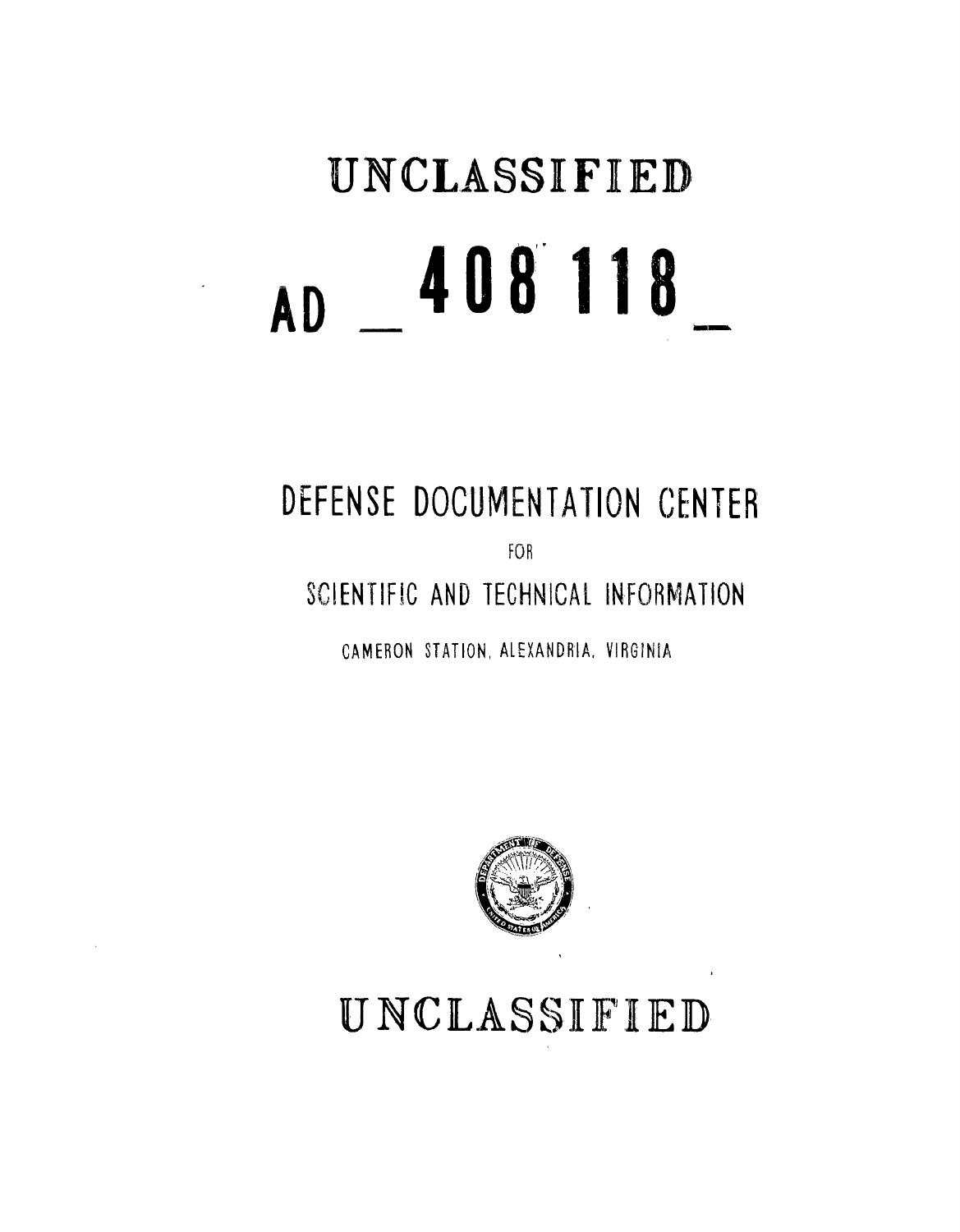# UNCLASSIFIED

# AD 408 118

DEFENSE DOCUMENTATION CENTER

FOR

SCIENTIFIC AND TECHNICAL INFORMATION

CAMERON STATION, ALEXANDRIA, VIRGINIA

# UNCLASSIFIED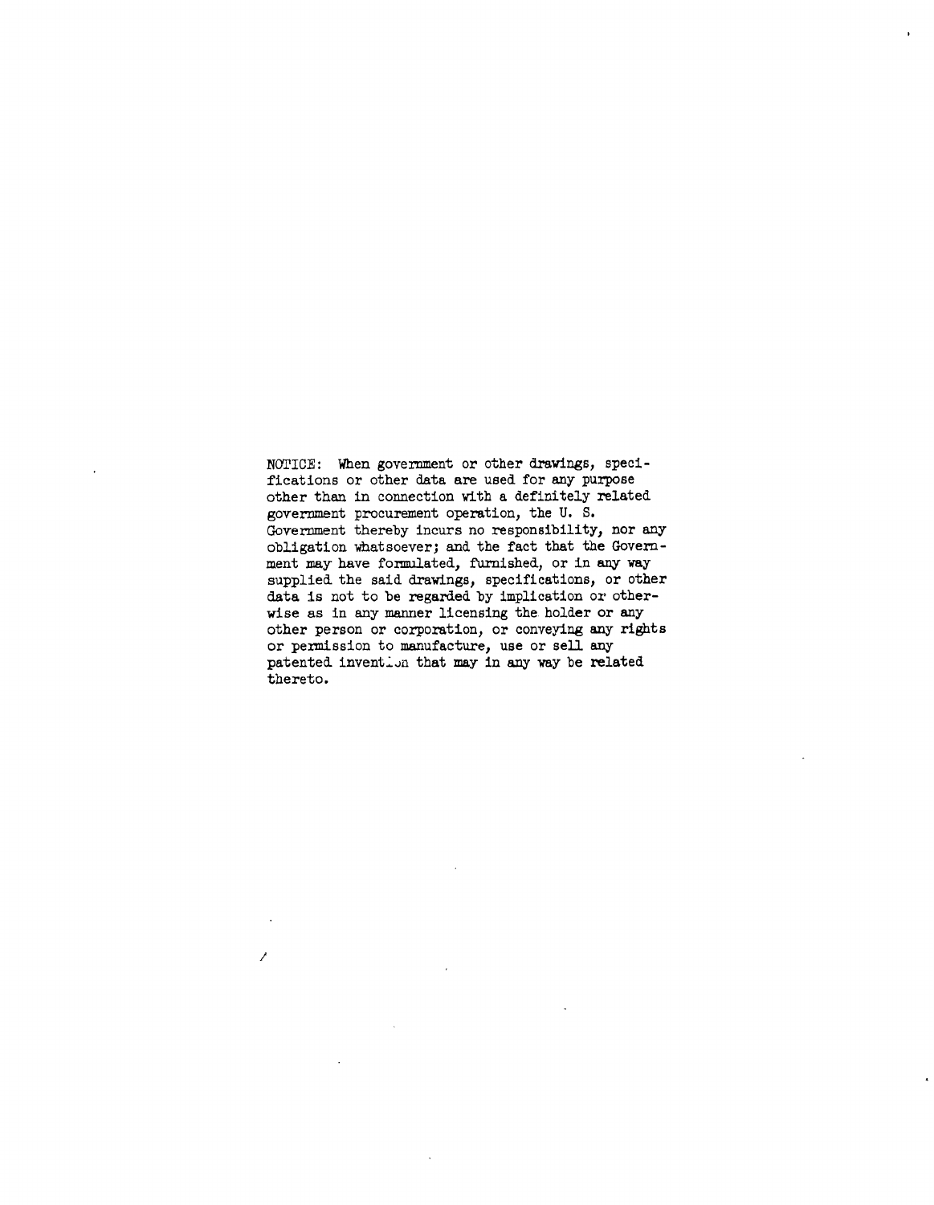NOTICE: When government or other drawings, specifications or other data are used for any purpose other than in connection with a definitely related government procurement operation, the U. S. Government thereby incurs no responsibility, nor any obligation whatsoever; and the fact that the Government may have formulated, furnished, or in any way supplied the said drawings, specifications, or other data is not to be regarded by implication or otherwise as in any manner licensing the holder or any other person or corporation, or conveying any rights or permission to manufacture, use or sell any patented invention that may in any way be related thereto.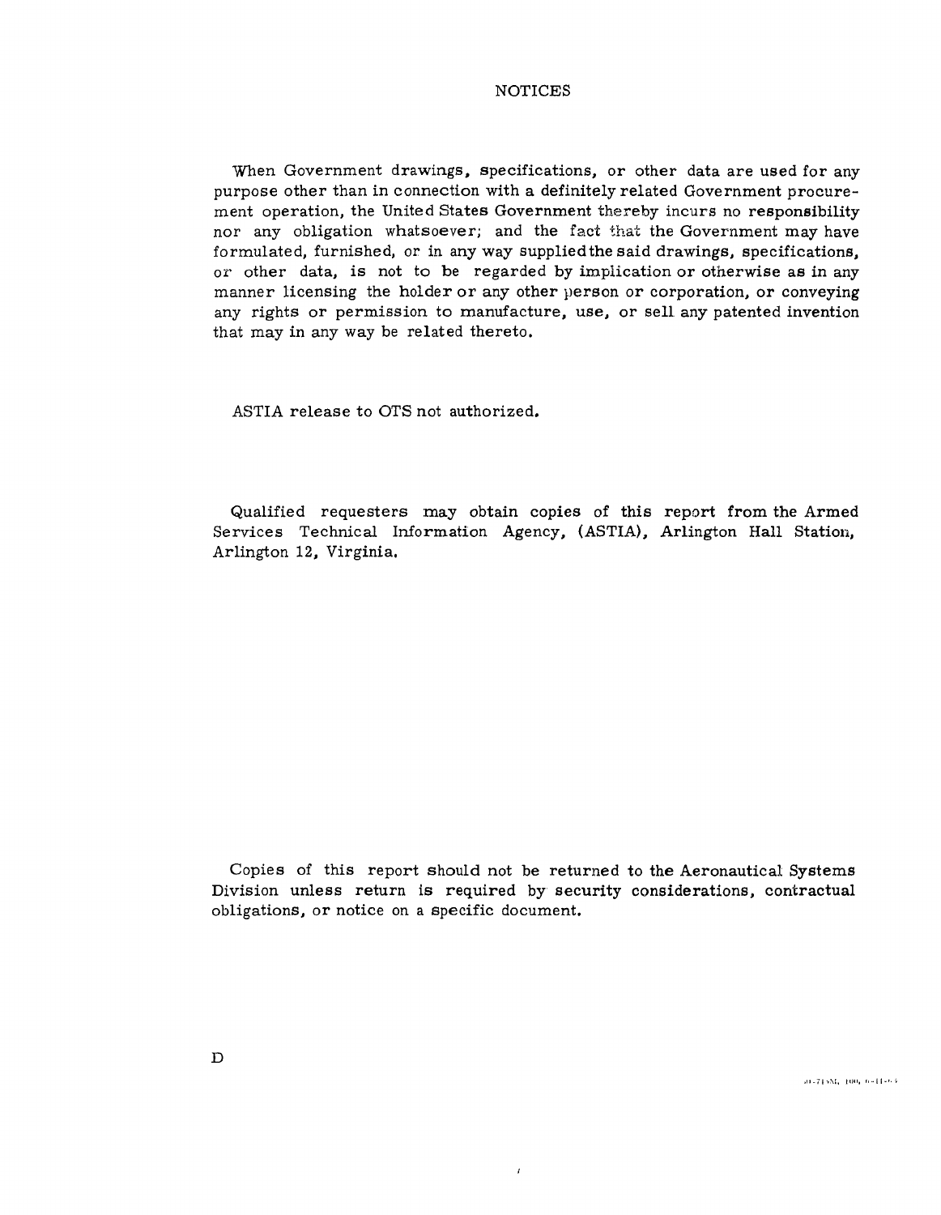# NOTICES

When Government drawings, specifications, or other data are used for any purpose other than in connection with a definitely related Government procurement operation, the United States Government thereby incurs no responsibility nor any obligation whatsoever; and the fact that the Government may have formulated, furnished, or in any way supplied the said drawings, specifications, or other data, is not to be regarded by implication or otherwise as in any manner licensing the holder or any other person or corporation, or conveying any rights or permission to manufacture, use, or sell any patented invention that may in any way be related thereto.

ASTIA release to OTS not authorized.

Qualified requesters may obtain copies of this report from the Armed Services Technical Information Agency, (ASTIA), Arlington Hall Station, Arlington 12, Virginia.

Copies of this report should not be returned to the Aeronautical Systems Division unless return is required by security considerations, contractual obligations, or notice on a specific document.

D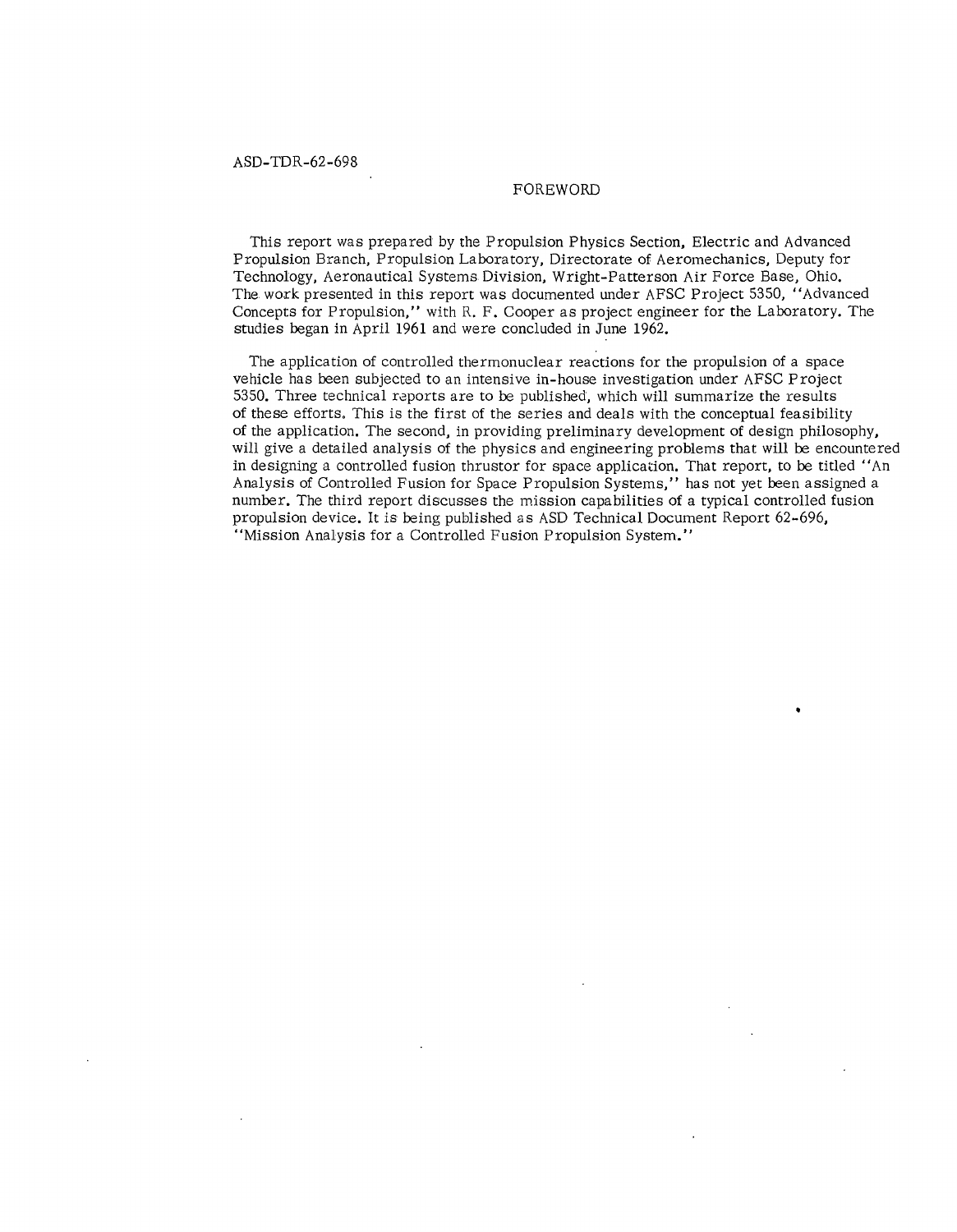# FOREWORD

This report was prepared by the Propulsion Physics Section, Electric and Advanced Propulsion Branch, Propulsion Laboratory, Directorate of Aeromechanics, Deputy for Technology, Aeronautical Systems Division, Wright-Patterson Air Force Base, Ohio. The work presented in this report was documented under AFSC Project 5350, "Advanced Concepts for Propulsion," with R. F. Cooper as project engineer for the Laboratory. The studies began in April 1961 and were concluded in June 1962.

The application of controlled thermonuclear reactions for the propulsion of a space vehicle has been subjected to an intensive in-house investigation under AFSC Project 5350. Three technical reports are to be published, which will summarize the results of these efforts. This is the first of the series and deals with the conceptual feasibility of the application. The second, in providing preliminary development of design philosophy, will give a detailed analysis of the physics and engineering problems that will be encountered in designing a controlled fusion thrustor for space application. That report, to be titled "An Analysis of Controlled Fusion for Space Propulsion Systems," has not yet been assigned a number. The third report discusses the mission capabilities of a typical controlled fusion propulsion device. It is being published as ASD Technical Document Report 62-696, "Mission Analysis for a Controlled Fusion Propulsion System."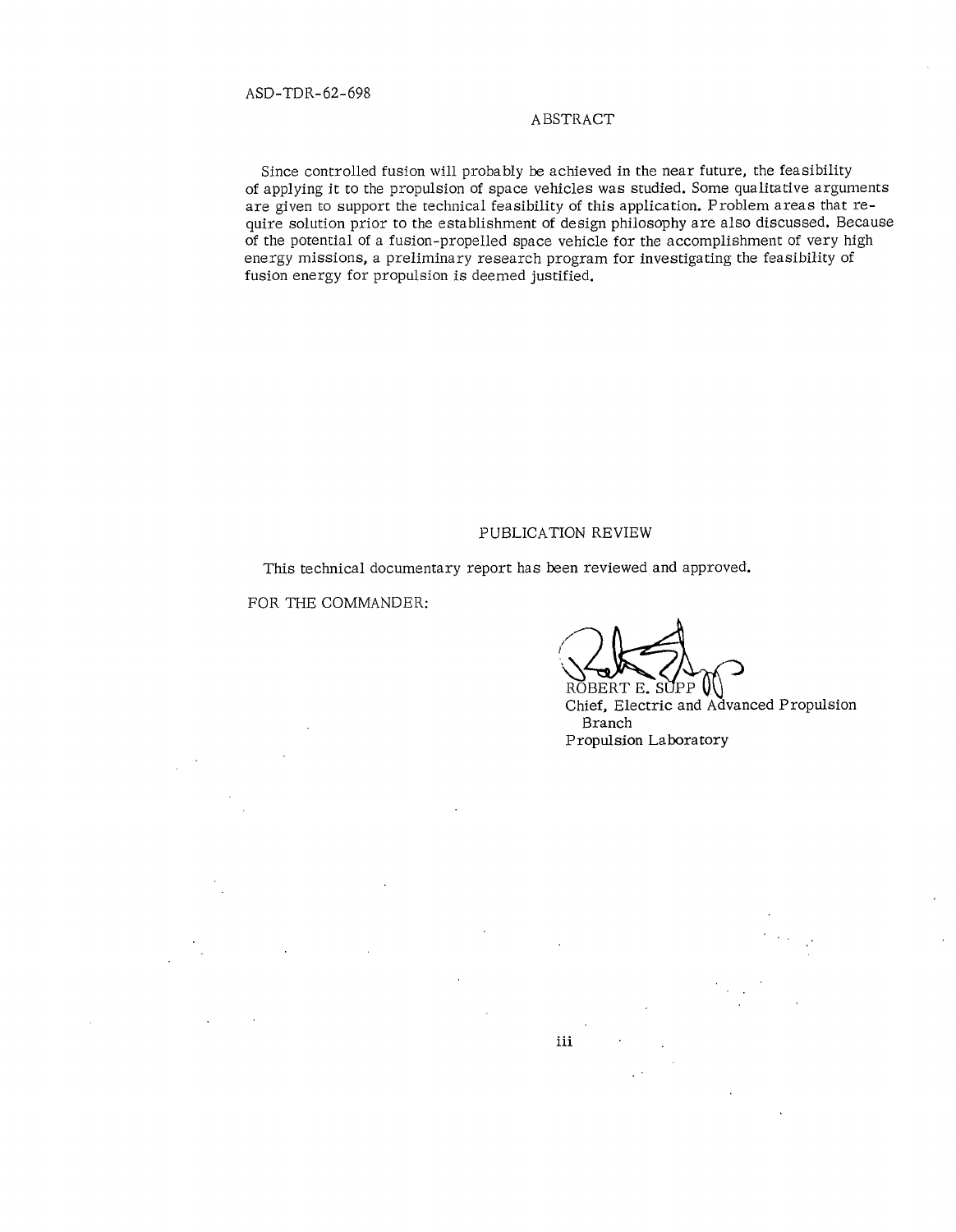# ABSTRACT

Since controlled fusion will probably be achieved in the near future, the feasibility of applying it to the propulsion of space vehicles was studied. Some qualitative arguments are given to support the technical feasibility of this application. Problem areas that require solution prior to the establishment of design philosophy are also discussed. Because of the potential of a fusion-propelled space vehicle for the accomplishment of very high energy missions, a preliminary research program for investigating the feasibility of fusion energy for propulsion is deemed justified.

# PUBLICATION REVIEW

This technical documentary report has been reviewed and approved.

FOR THE COMMANDER:

ROBERT E. SUPP
Chief, Electric and Advanced Propulsion Branch
Propulsion Laboratory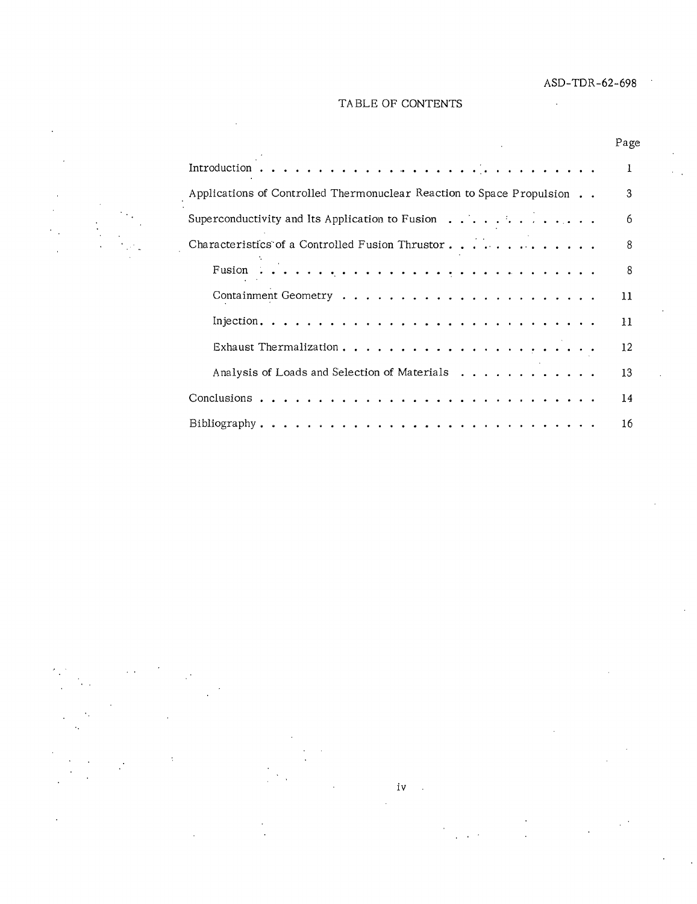# TABLE OF CONTENTS

| | Page |
|---|---|
| Introduction | 1 |
| Applications of Controlled Thermonuclear Reaction to Space Propulsion | 3 |
| Superconductivity and Its Application to Fusion | 6 |
| Characteristics of a Controlled Fusion Thrustor | 8 |
| &nbsp;&nbsp;&nbsp;&nbsp;Fusion | 8 |
| &nbsp;&nbsp;&nbsp;&nbsp;Containment Geometry | 11 |
| &nbsp;&nbsp;&nbsp;&nbsp;Injection | 11 |
| &nbsp;&nbsp;&nbsp;&nbsp;Exhaust Thermalization | 12 |
| &nbsp;&nbsp;&nbsp;&nbsp;Analysis of Loads and Selection of Materials | 13 |
| Conclusions | 14 |
| Bibliography | 16 |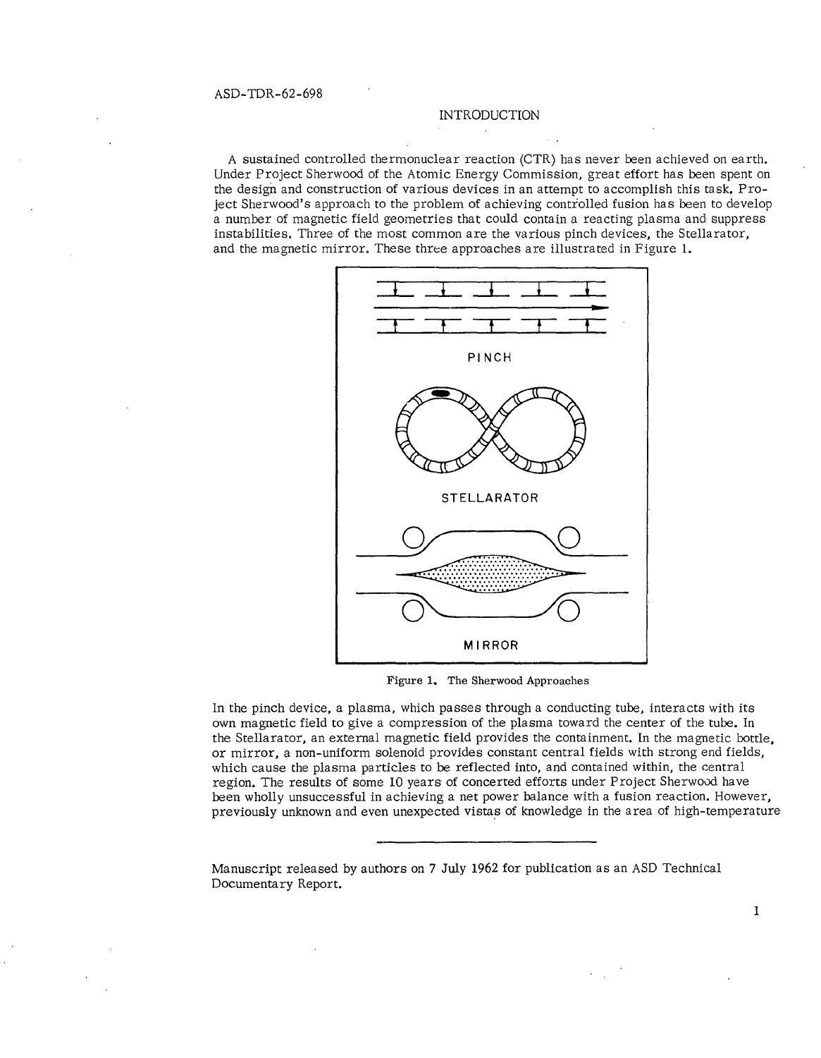## INTRODUCTION

A sustained controlled thermonuclear reaction (CTR) has never been achieved on earth. Under Project Sherwood of the Atomic Energy Commission, great effort has been spent on the design and construction of various devices in an attempt to accomplish this task. Project Sherwood's approach to the problem of achieving controlled fusion has been to develop a number of magnetic field geometries that could contain a reacting plasma and suppress instabilities. Three of the most common are the various pinch devices, the Stellarator, and the magnetic mirror. These three approaches are illustrated in Figure 1.

PINCH

STELLARATOR

MIRROR

Figure 1. The Sherwood Approaches

In the pinch device, a plasma, which passes through a conducting tube, interacts with its own magnetic field to give a compression of the plasma toward the center of the tube. In the Stellarator, an external magnetic field provides the containment. In the magnetic bottle, or mirror, a non-uniform solenoid provides constant central fields with strong end fields, which cause the plasma particles to be reflected into, and contained within, the central region. The results of some 10 years of concerted efforts under Project Sherwood have been wholly unsuccessful in achieving a net power balance with a fusion reaction. However, previously unknown and even unexpected vistas of knowledge in the area of high-temperature

---

Manuscript released by authors on 7 July 1962 for publication as an ASD Technical Documentary Report.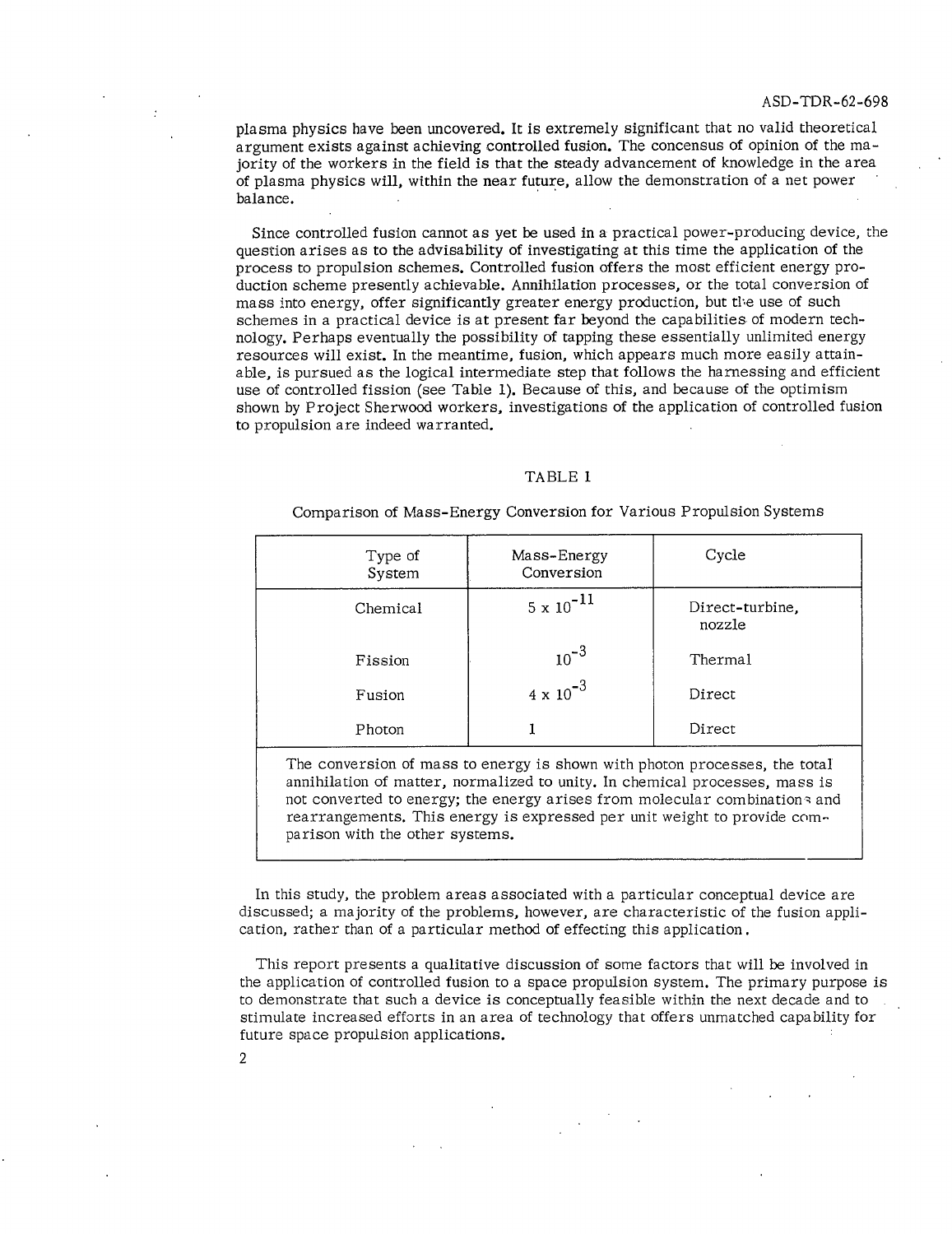plasma physics have been uncovered. It is extremely significant that no valid theoretical argument exists against achieving controlled fusion. The concensus of opinion of the majority of the workers in the field is that the steady advancement of knowledge in the area of plasma physics will, within the near future, allow the demonstration of a net power balance.

Since controlled fusion cannot as yet be used in a practical power-producing device, the question arises as to the advisability of investigating at this time the application of the process to propulsion schemes. Controlled fusion offers the most efficient energy production scheme presently achievable. Annihilation processes, or the total conversion of mass into energy, offer significantly greater energy production, but the use of such schemes in a practical device is at present far beyond the capabilities of modern technology. Perhaps eventually the possibility of tapping these essentially unlimited energy resources will exist. In the meantime, fusion, which appears much more easily attainable, is pursued as the logical intermediate step that follows the harnessing and efficient use of controlled fission (see Table 1). Because of this, and because of the optimism shown by Project Sherwood workers, investigations of the application of controlled fusion to propulsion are indeed warranted.

TABLE 1

Comparison of Mass-Energy Conversion for Various Propulsion Systems

| Type of System | Mass-Energy Conversion | Cycle |
|---|---|---|
| Chemical | $5 \times 10^{-11}$ | Direct-turbine, nozzle |
| Fission | $10^{-3}$ | Thermal |
| Fusion | $4 \times 10^{-3}$ | Direct |
| Photon | 1 | Direct |

The conversion of mass to energy is shown with photon processes, the total annihilation of matter, normalized to unity. In chemical processes, mass is not converted to energy; the energy arises from molecular combinations and rearrangements. This energy is expressed per unit weight to provide comparison with the other systems.

In this study, the problem areas associated with a particular conceptual device are discussed; a majority of the problems, however, are characteristic of the fusion application, rather than of a particular method of effecting this application.

This report presents a qualitative discussion of some factors that will be involved in the application of controlled fusion to a space propulsion system. The primary purpose is to demonstrate that such a device is conceptually feasible within the next decade and to stimulate increased efforts in an area of technology that offers unmatched capability for future space propulsion applications.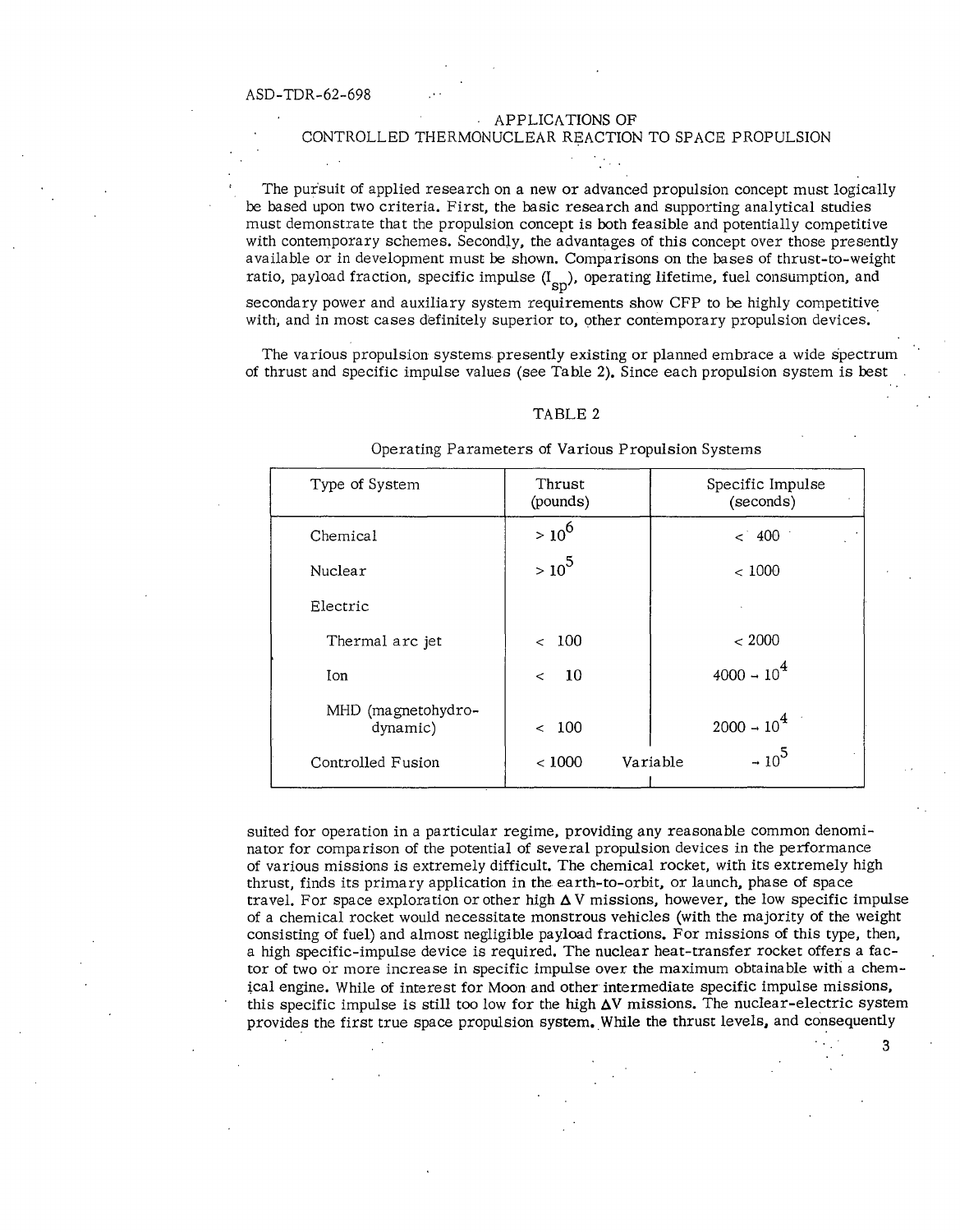# APPLICATIONS OF CONTROLLED THERMONUCLEAR REACTION TO SPACE PROPULSION

The pursuit of applied research on a new or advanced propulsion concept must logically be based upon two criteria. First, the basic research and supporting analytical studies must demonstrate that the propulsion concept is both feasible and potentially competitive with contemporary schemes. Secondly, the advantages of this concept over those presently available or in development must be shown. Comparisons on the bases of thrust-to-weight ratio, payload fraction, specific impulse ($I_{sp}$), operating lifetime, fuel consumption, and secondary power and auxiliary system requirements show CFP to be highly competitive with, and in most cases definitely superior to, other contemporary propulsion devices.

The various propulsion systems presently existing or planned embrace a wide spectrum of thrust and specific impulse values (see Table 2). Since each propulsion system is best suited for operation in a particular regime, providing any reasonable common denominator for comparison of the potential of several propulsion devices in the performance of various missions is extremely difficult. The chemical rocket, with its extremely high thrust, finds its primary application in the earth-to-orbit, or launch, phase of space travel. For space exploration or other high $\Delta V$ missions, however, the low specific impulse of a chemical rocket would necessitate monstrous vehicles (with the majority of the weight consisting of fuel) and almost negligible payload fractions. For missions of this type, then, a high specific-impulse device is required. The nuclear heat-transfer rocket offers a factor of two or more increase in specific impulse over the maximum obtainable with a chemical engine. While of interest for Moon and other intermediate specific impulse missions, this specific impulse is still too low for the high $\Delta V$ missions. The nuclear-electric system provides the first true space propulsion system. While the thrust levels, and consequently

TABLE 2

Operating Parameters of Various Propulsion Systems

| Type of System | Thrust (pounds) | Specific Impulse (seconds) |
|---|---|---|
| Chemical | $> 10^6$ | $< 400$ |
| Nuclear | $> 10^5$ | $< 1000$ |
| Electric | | |
| Thermal arc jet | $< 100$ | $< 2000$ |
| Ion | $< 10$ | $4000 - 10^4$ |
| MHD (magnetohydro-dynamic) | $< 100$ | $2000 - 10^4$ |
| Controlled Fusion | $< 1000$ | Variable $- 10^5$ |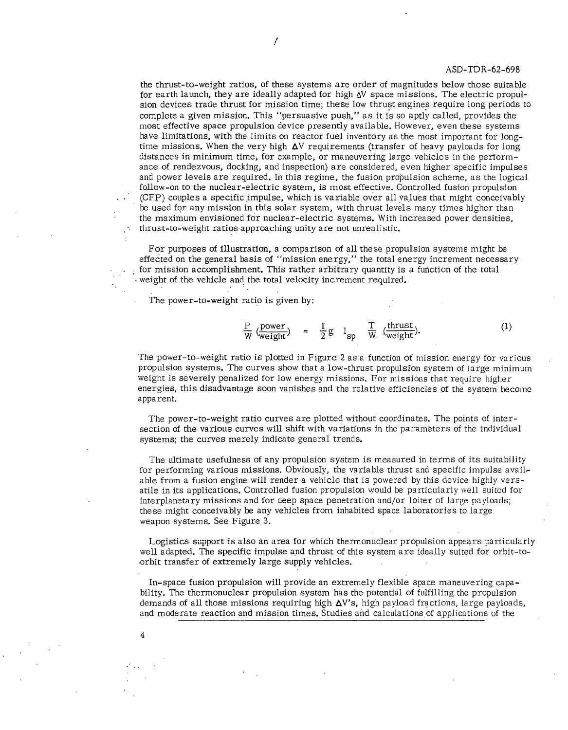the thrust-to-weight ratios, of these systems are order of magnitudes below those suitable for earth launch, they are ideally adapted for high $\Delta V$ space missions. The electric propulsion devices trade thrust for mission time; these low thrust engines require long periods to complete a given mission. This "persuasive push," as it is so aptly called, provides the most effective space propulsion device presently available. However, even these systems have limitations, with the limits on reactor fuel inventory as the most important for long-time missions. When the very high $\Delta V$ requirements (transfer of heavy payloads for long distances in minimum time, for example, or maneuvering large vehicles in the performance of rendezvous, docking, and inspection) are considered, even higher specific impulses and power levels are required. In this regime, the fusion propulsion scheme, as the logical follow-on to the nuclear-electric system, is most effective. Controlled fusion propulsion (CFP) couples a specific impulse, which is variable over all values that might conceivably be used for any mission in this solar system, with thrust levels many times higher than the maximum envisioned for nuclear-electric systems. With increased power densities, thrust-to-weight ratios approaching unity are not unrealistic.

For purposes of illustration, a comparison of all these propulsion systems might be effected on the general basis of "mission energy," the total energy increment necessary for mission accomplishment. This rather arbitrary quantity is a function of the total weight of the vehicle and the total velocity increment required.

The power-to-weight ratio is given by:

$$\frac{P}{W}\left(\frac{\text{power}}{\text{weight}}\right) = \frac{1}{2} g \; I_{sp} \; \frac{T}{W}\left(\frac{\text{thrust}}{\text{weight}}\right). \tag{1}$$

The power-to-weight ratio is plotted in Figure 2 as a function of mission energy for various propulsion systems. The curves show that a low-thrust propulsion system of large minimum weight is severely penalized for low energy missions. For missions that require higher energies, this disadvantage soon vanishes and the relative efficiencies of the system become apparent.

The power-to-weight ratio curves are plotted without coordinates. The points of intersection of the various curves will shift with variations in the parameters of the individual systems; the curves merely indicate general trends.

The ultimate usefulness of any propulsion system is measured in terms of its suitability for performing various missions. Obviously, the variable thrust and specific impulse available from a fusion engine will render a vehicle that is powered by this device highly versatile in its applications. Controlled fusion propulsion would be particularly well suited for interplanetary missions and for deep space penetration and/or loiter of large payloads; these might conceivably be any vehicles from inhabited space laboratories to large weapon systems. See Figure 3.

Logistics support is also an area for which thermonuclear propulsion appears particularly well adapted. The specific impulse and thrust of this system are ideally suited for orbit-to-orbit transfer of extremely large supply vehicles.

In-space fusion propulsion will provide an extremely flexible space maneuvering capability. The thermonuclear propulsion system has the potential of fulfilling the propulsion demands of all those missions requiring high $\Delta V$'s, high payload fractions, large payloads, and moderate reaction and mission times. Studies and calculations of applications of the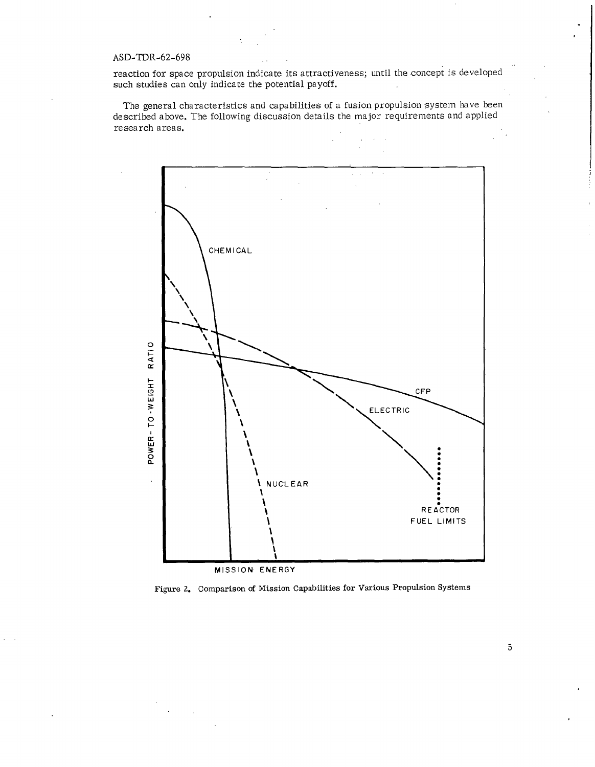reaction for space propulsion indicate its attractiveness; until the concept is developed such studies can only indicate the potential payoff.

The general characteristics and capabilities of a fusion propulsion system have been described above. The following discussion details the major requirements and applied research areas.

Figure 2. Comparison of Mission Capabilities for Various Propulsion Systems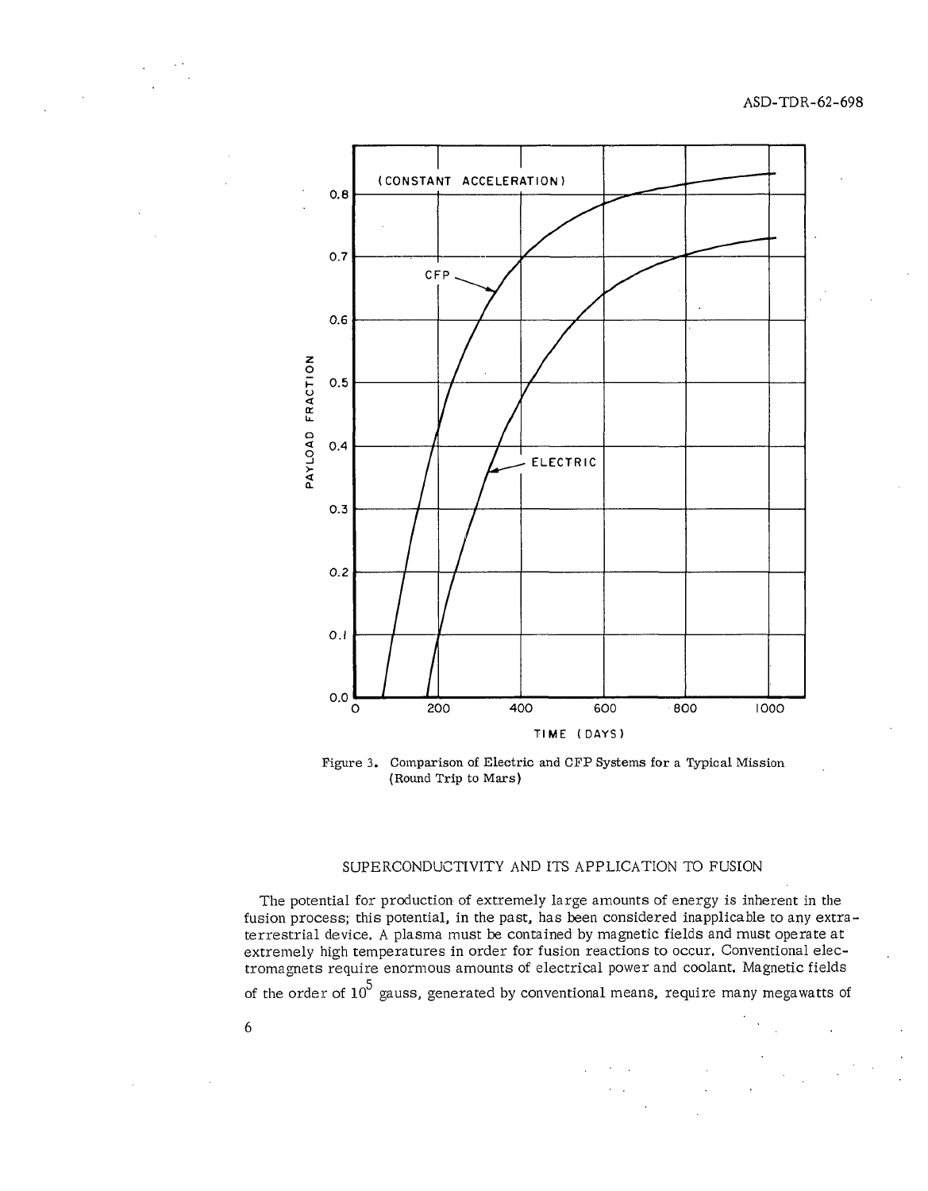Figure 3. Comparison of Electric and CFP Systems for a Typical Mission (Round Trip to Mars)

## SUPERCONDUCTIVITY AND ITS APPLICATION TO FUSION

The potential for production of extremely large amounts of energy is inherent in the fusion process; this potential, in the past, has been considered inapplicable to any extra-terrestrial device. A plasma must be contained by magnetic fields and must operate at extremely high temperatures in order for fusion reactions to occur. Conventional electromagnets require enormous amounts of electrical power and coolant. Magnetic fields of the order of $10^5$ gauss, generated by conventional means, require many megawatts of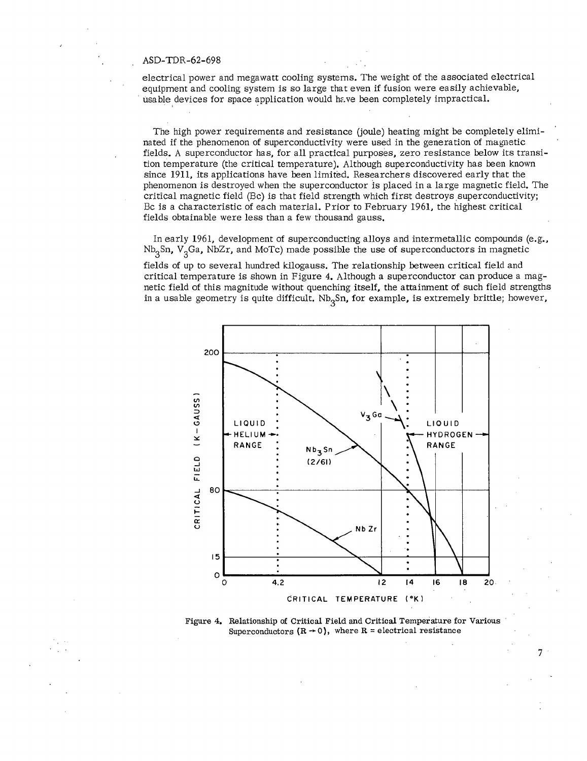electrical power and megawatt cooling systems. The weight of the associated electrical equipment and cooling system is so large that even if fusion were easily achievable, usable devices for space application would have been completely impractical.

The high power requirements and resistance (joule) heating might be completely eliminated if the phenomenon of superconductivity were used in the generation of magnetic fields. A superconductor has, for all practical purposes, zero resistance below its transition temperature (the critical temperature). Although superconductivity has been known since 1911, its applications have been limited. Researchers discovered early that the phenomenon is destroyed when the superconductor is placed in a large magnetic field. The critical magnetic field (Bc) is that field strength which first destroys superconductivity; Bc is a characteristic of each material. Prior to February 1961, the highest critical fields obtainable were less than a few thousand gauss.

In early 1961, development of superconducting alloys and intermetallic compounds (e.g., $Nb_3Sn$, $V_3Ga$, NbZr, and MoTc) made possible the use of superconductors in magnetic fields of up to several hundred kilogauss. The relationship between critical field and critical temperature is shown in Figure 4. Although a superconductor can produce a magnetic field of this magnitude without quenching itself, the attainment of such field strengths in a usable geometry is quite difficult. $Nb_3Sn$, for example, is extremely brittle; however,

Figure 4. Relationship of Critical Field and Critical Temperature for Various Superconductors $(R \rightarrow 0)$, where R = electrical resistance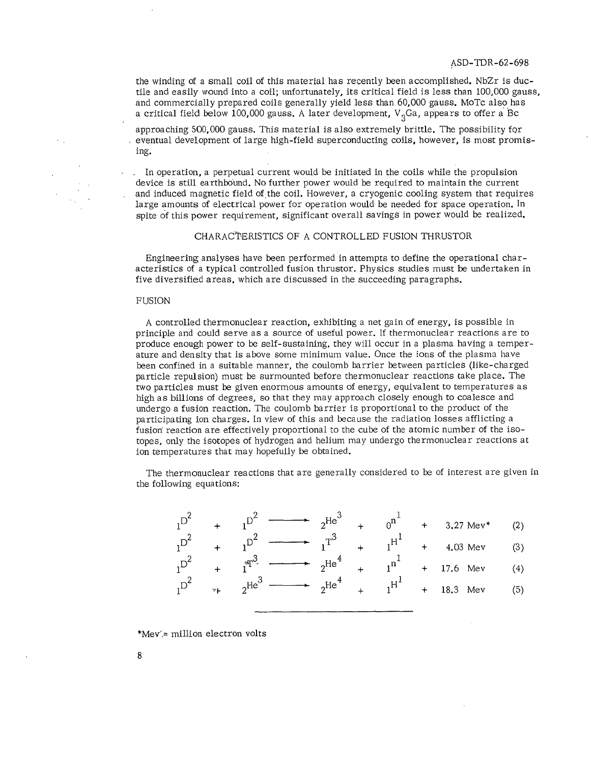the winding of a small coil of this material has recently been accomplished. NbZr is ductile and easily wound into a coil; unfortunately, its critical field is less than 100,000 gauss, and commercially prepared coils generally yield less than 60,000 gauss. MoTc also has a critical field below 100,000 gauss. A later development, $V_3Ga$, appears to offer a Bc approaching 500,000 gauss. This material is also extremely brittle. The possibility for eventual development of large high-field superconducting coils, however, is most promising.

In operation, a perpetual current would be initiated in the coils while the propulsion device is still earthbound. No further power would be required to maintain the current and induced magnetic field of the coil. However, a cryogenic cooling system that requires large amounts of electrical power for operation would be needed for space operation. In spite of this power requirement, significant overall savings in power would be realized.

## CHARACTERISTICS OF A CONTROLLED FUSION THRUSTOR

Engineering analyses have been performed in attempts to define the operational characteristics of a typical controlled fusion thrustor. Physics studies must be undertaken in five diversified areas, which are discussed in the succeeding paragraphs.

### FUSION

A controlled thermonuclear reaction, exhibiting a net gain of energy, is possible in principle and could serve as a source of useful power. If thermonuclear reactions are to produce enough power to be self-sustaining, they will occur in a plasma having a temperature and density that is above some minimum value. Once the ions of the plasma have been confined in a suitable manner, the coulomb barrier between particles (like-charged particle repulsion) must be surmounted before thermonuclear reactions take place. The two particles must be given enormous amounts of energy, equivalent to temperatures as high as billions of degrees, so that they may approach closely enough to coalesce and undergo a fusion reaction. The coulomb barrier is proportional to the product of the participating ion charges. In view of this and because the radiation losses afflicting a fusion reaction are effectively proportional to the cube of the atomic number of the isotopes, only the isotopes of hydrogen and helium may undergo thermonuclear reactions at ion temperatures that may hopefully be obtained.

The thermonuclear reactions that are generally considered to be of interest are given in the following equations:

$$ {}_1D^2 + {}_1D^2 \longrightarrow {}_2He^3 + {}_0n^1 + 3.27 \text{ Mev*} \quad (2)$$

$$ {}_1D^2 + {}_1D^2 \longrightarrow {}_1T^3 + {}_1H^1 + 4.03 \text{ Mev} \quad (3)$$

$$ {}_1D^2 + {}_1T^3 \longrightarrow {}_2He^4 + {}_1n^1 + 17.6 \text{ Mev} \quad (4)$$

$$ {}_1D^2 + {}_2He^3 \longrightarrow {}_2He^4 + {}_1H^1 + 18.3 \text{ Mev} \quad (5)$$

---

*Mev = million electron volts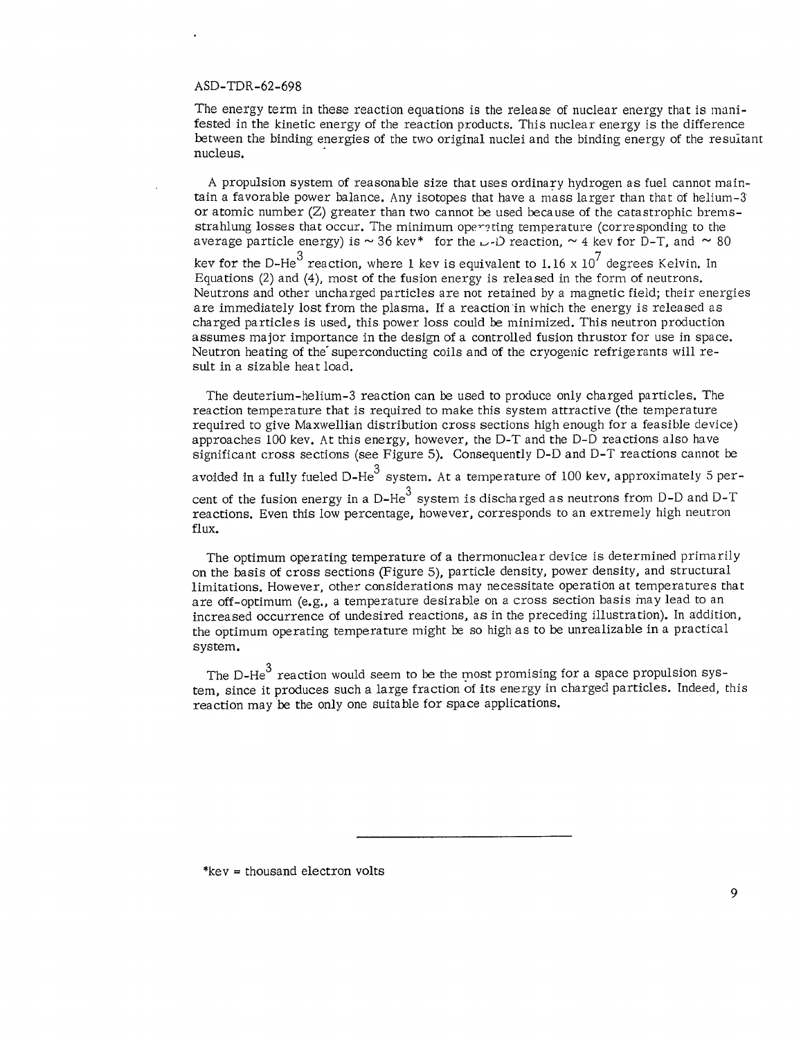The energy term in these reaction equations is the release of nuclear energy that is manifested in the kinetic energy of the reaction products. This nuclear energy is the difference between the binding energies of the two original nuclei and the binding energy of the resultant nucleus.

A propulsion system of reasonable size that uses ordinary hydrogen as fuel cannot maintain a favorable power balance. Any isotopes that have a mass larger than that of helium-3 or atomic number (Z) greater than two cannot be used because of the catastrophic bremsstrahlung losses that occur. The minimum operating temperature (corresponding to the average particle energy) is ~ 36 kev* for the D-D reaction, ~ 4 kev for D-T, and ~ 80 kev for the D-$He^3$ reaction, where 1 kev is equivalent to $1.16 \times 10^7$ degrees Kelvin. In Equations (2) and (4), most of the fusion energy is released in the form of neutrons. Neutrons and other uncharged particles are not retained by a magnetic field; their energies are immediately lost from the plasma. If a reaction in which the energy is released as charged particles is used, this power loss could be minimized. This neutron production assumes major importance in the design of a controlled fusion thrustor for use in space. Neutron heating of the superconducting coils and of the cryogenic refrigerants will result in a sizable heat load.

The deuterium-helium-3 reaction can be used to produce only charged particles. The reaction temperature that is required to make this system attractive (the temperature required to give Maxwellian distribution cross sections high enough for a feasible device) approaches 100 kev. At this energy, however, the D-T and the D-D reactions also have significant cross sections (see Figure 5). Consequently D-D and D-T reactions cannot be avoided in a fully fueled D-$He^3$ system. At a temperature of 100 kev, approximately 5 percent of the fusion energy in a D-$He^3$ system is discharged as neutrons from D-D and D-T reactions. Even this low percentage, however, corresponds to an extremely high neutron flux.

The optimum operating temperature of a thermonuclear device is determined primarily on the basis of cross sections (Figure 5), particle density, power density, and structural limitations. However, other considerations may necessitate operation at temperatures that are off-optimum (e.g., a temperature desirable on a cross section basis may lead to an increased occurrence of undesired reactions, as in the preceding illustration). In addition, the optimum operating temperature might be so high as to be unrealizable in a practical system.

The D-$He^3$ reaction would seem to be the most promising for a space propulsion system, since it produces such a large fraction of its energy in charged particles. Indeed, this reaction may be the only one suitable for space applications.

---

*kev = thousand electron volts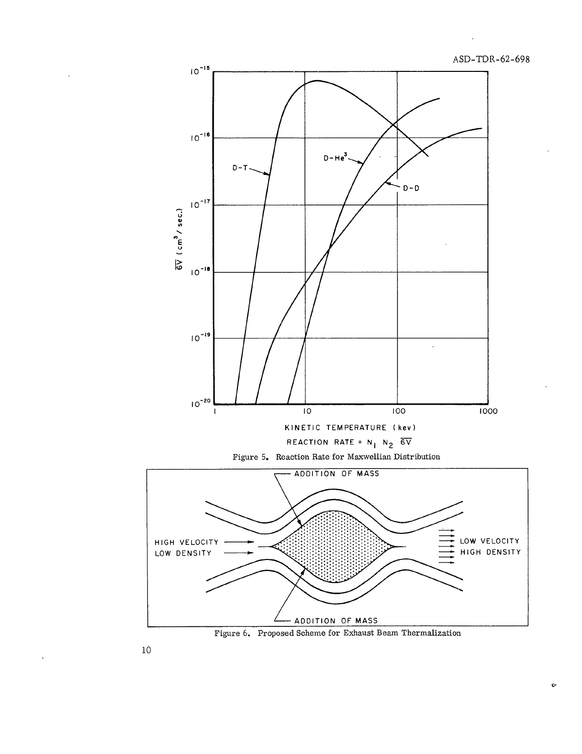KINETIC TEMPERATURE (kev)

REACTION RATE = $N_1 N_2 \overline{\sigma V}$

Figure 5. Reaction Rate for Maxwellian Distribution

Figure 6. Proposed Scheme for Exhaust Beam Thermalization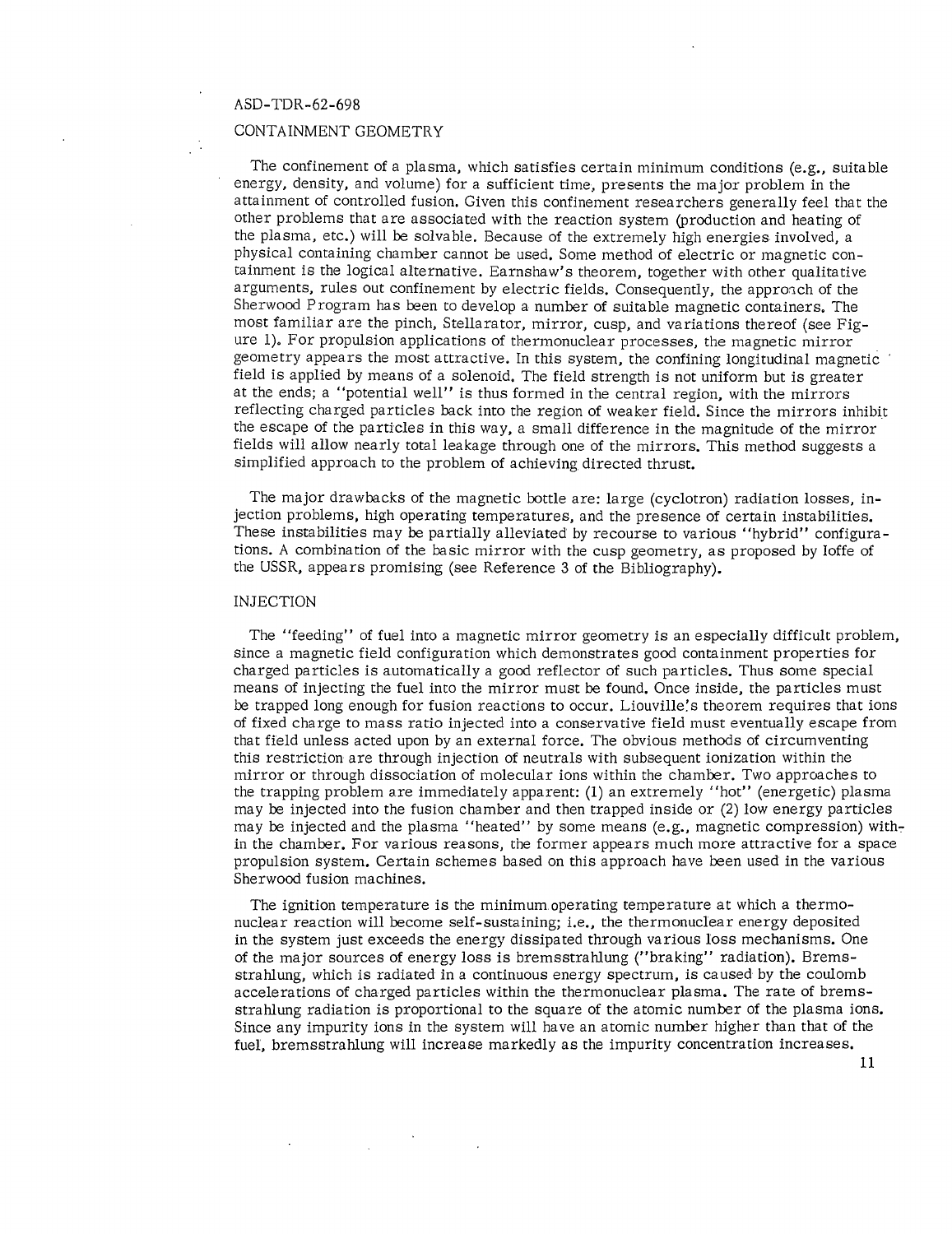## CONTAINMENT GEOMETRY

The confinement of a plasma, which satisfies certain minimum conditions (e.g., suitable energy, density, and volume) for a sufficient time, presents the major problem in the attainment of controlled fusion. Given this confinement researchers generally feel that the other problems that are associated with the reaction system (production and heating of the plasma, etc.) will be solvable. Because of the extremely high energies involved, a physical containing chamber cannot be used. Some method of electric or magnetic containment is the logical alternative. Earnshaw's theorem, together with other qualitative arguments, rules out confinement by electric fields. Consequently, the approach of the Sherwood Program has been to develop a number of suitable magnetic containers. The most familiar are the pinch, Stellarator, mirror, cusp, and variations thereof (see Figure 1). For propulsion applications of thermonuclear processes, the magnetic mirror geometry appears the most attractive. In this system, the confining longitudinal magnetic field is applied by means of a solenoid. The field strength is not uniform but is greater at the ends; a "potential well" is thus formed in the central region, with the mirrors reflecting charged particles back into the region of weaker field. Since the mirrors inhibit the escape of the particles in this way, a small difference in the magnitude of the mirror fields will allow nearly total leakage through one of the mirrors. This method suggests a simplified approach to the problem of achieving directed thrust.

The major drawbacks of the magnetic bottle are: large (cyclotron) radiation losses, injection problems, high operating temperatures, and the presence of certain instabilities. These instabilities may be partially alleviated by recourse to various "hybrid" configurations. A combination of the basic mirror with the cusp geometry, as proposed by Ioffe of the USSR, appears promising (see Reference 3 of the Bibliography).

## INJECTION

The "feeding" of fuel into a magnetic mirror geometry is an especially difficult problem, since a magnetic field configuration which demonstrates good containment properties for charged particles is automatically a good reflector of such particles. Thus some special means of injecting the fuel into the mirror must be found. Once inside, the particles must be trapped long enough for fusion reactions to occur. Liouville's theorem requires that ions of fixed charge to mass ratio injected into a conservative field must eventually escape from that field unless acted upon by an external force. The obvious methods of circumventing this restriction are through injection of neutrals with subsequent ionization within the mirror or through dissociation of molecular ions within the chamber. Two approaches to the trapping problem are immediately apparent: (1) an extremely "hot" (energetic) plasma may be injected into the fusion chamber and then trapped inside or (2) low energy particles may be injected and the plasma "heated" by some means (e.g., magnetic compression) within the chamber. For various reasons, the former appears much more attractive for a space propulsion system. Certain schemes based on this approach have been used in the various Sherwood fusion machines.

The ignition temperature is the minimum operating temperature at which a thermonuclear reaction will become self-sustaining; i.e., the thermonuclear energy deposited in the system just exceeds the energy dissipated through various loss mechanisms. One of the major sources of energy loss is bremsstrahlung ("braking" radiation). Bremsstrahlung, which is radiated in a continuous energy spectrum, is caused by the coulomb accelerations of charged particles within the thermonuclear plasma. The rate of bremsstrahlung radiation is proportional to the square of the atomic number of the plasma ions. Since any impurity ions in the system will have an atomic number higher than that of the fuel, bremsstrahlung will increase markedly as the impurity concentration increases.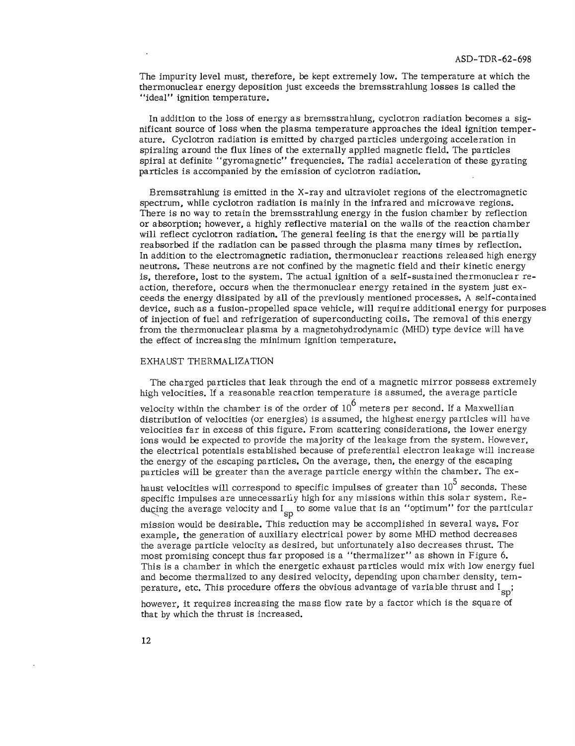The impurity level must, therefore, be kept extremely low. The temperature at which the thermonuclear energy deposition just exceeds the bremsstrahlung losses is called the "ideal" ignition temperature.

In addition to the loss of energy as bremsstrahlung, cyclotron radiation becomes a significant source of loss when the plasma temperature approaches the ideal ignition temperature. Cyclotron radiation is emitted by charged particles undergoing acceleration in spiraling around the flux lines of the externally applied magnetic field. The particles spiral at definite "gyromagnetic" frequencies. The radial acceleration of these gyrating particles is accompanied by the emission of cyclotron radiation.

Bremsstrahlung is emitted in the X-ray and ultraviolet regions of the electromagnetic spectrum, while cyclotron radiation is mainly in the infrared and microwave regions. There is no way to retain the bremsstrahlung energy in the fusion chamber by reflection or absorption; however, a highly reflective material on the walls of the reaction chamber will reflect cyclotron radiation. The general feeling is that the energy will be partially reabsorbed if the radiation can be passed through the plasma many times by reflection. In addition to the electromagnetic radiation, thermonuclear reactions released high energy neutrons. These neutrons are not confined by the magnetic field and their kinetic energy is, therefore, lost to the system. The actual ignition of a self-sustained thermonuclear reaction, therefore, occurs when the thermonuclear energy retained in the system just exceeds the energy dissipated by all of the previously mentioned processes. A self-contained device, such as a fusion-propelled space vehicle, will require additional energy for purposes of injection of fuel and refrigeration of superconducting coils. The removal of this energy from the thermonuclear plasma by a magnetohydrodynamic (MHD) type device will have the effect of increasing the minimum ignition temperature.

## EXHAUST THERMALIZATION

The charged particles that leak through the end of a magnetic mirror possess extremely high velocities. If a reasonable reaction temperature is assumed, the average particle velocity within the chamber is of the order of $10^6$ meters per second. If a Maxwellian distribution of velocities (or energies) is assumed, the highest energy particles will have velocities far in excess of this figure. From scattering considerations, the lower energy ions would be expected to provide the majority of the leakage from the system. However, the electrical potentials established because of preferential electron leakage will increase the energy of the escaping particles. On the average, then, the energy of the escaping particles will be greater than the average particle energy within the chamber. The exhaust velocities will correspond to specific impulses of greater than $10^5$ seconds. These specific impulses are unnecessarily high for any missions within this solar system. Reducing the average velocity and $I_{sp}$ to some value that is an "optimum" for the particular mission would be desirable. This reduction may be accomplished in several ways. For example, the generation of auxiliary electrical power by some MHD method decreases the average particle velocity as desired, but unfortunately also decreases thrust. The most promising concept thus far proposed is a "thermalizer" as shown in Figure 6. This is a chamber in which the energetic exhaust particles would mix with low energy fuel and become thermalized to any desired velocity, depending upon chamber density, temperature, etc. This procedure offers the obvious advantage of variable thrust and $I_{sp}$; however, it requires increasing the mass flow rate by a factor which is the square of that by which the thrust is increased.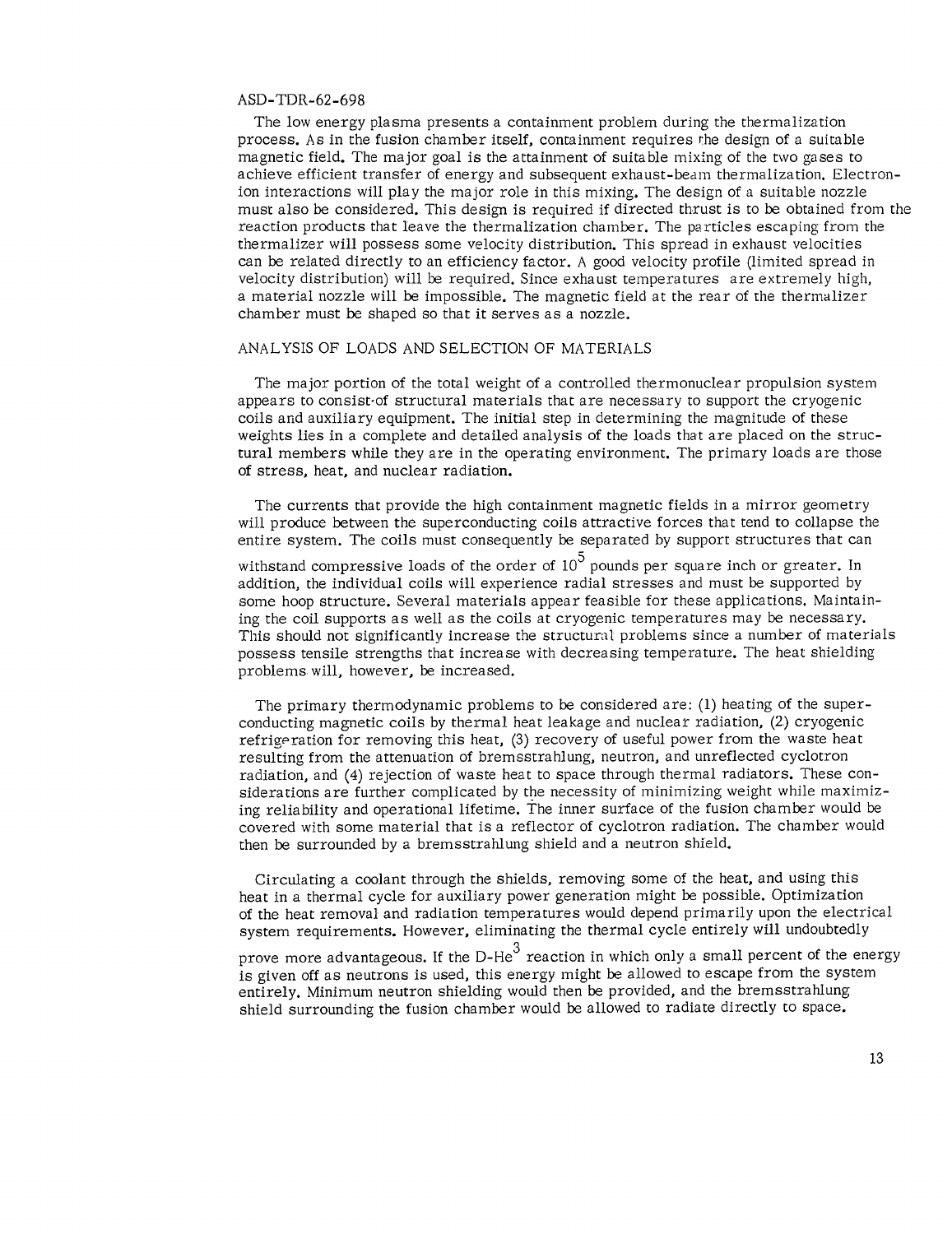The low energy plasma presents a containment problem during the thermalization process. As in the fusion chamber itself, containment requires the design of a suitable magnetic field. The major goal is the attainment of suitable mixing of the two gases to achieve efficient transfer of energy and subsequent exhaust-beam thermalization. Electron-ion interactions will play the major role in this mixing. The design of a suitable nozzle must also be considered. This design is required if directed thrust is to be obtained from the reaction products that leave the thermalization chamber. The particles escaping from the thermalizer will possess some velocity distribution. This spread in exhaust velocities can be related directly to an efficiency factor. A good velocity profile (limited spread in velocity distribution) will be required. Since exhaust temperatures are extremely high, a material nozzle will be impossible. The magnetic field at the rear of the thermalizer chamber must be shaped so that it serves as a nozzle.

## ANALYSIS OF LOADS AND SELECTION OF MATERIALS

The major portion of the total weight of a controlled thermonuclear propulsion system appears to consist of structural materials that are necessary to support the cryogenic coils and auxiliary equipment. The initial step in determining the magnitude of these weights lies in a complete and detailed analysis of the loads that are placed on the structural members while they are in the operating environment. The primary loads are those of stress, heat, and nuclear radiation.

The currents that provide the high containment magnetic fields in a mirror geometry will produce between the superconducting coils attractive forces that tend to collapse the entire system. The coils must consequently be separated by support structures that can withstand compressive loads of the order of $10^5$ pounds per square inch or greater. In addition, the individual coils will experience radial stresses and must be supported by some hoop structure. Several materials appear feasible for these applications. Maintaining the coil supports as well as the coils at cryogenic temperatures may be necessary. This should not significantly increase the structural problems since a number of materials possess tensile strengths that increase with decreasing temperature. The heat shielding problems will, however, be increased.

The primary thermodynamic problems to be considered are: (1) heating of the superconducting magnetic coils by thermal heat leakage and nuclear radiation, (2) cryogenic refrigeration for removing this heat, (3) recovery of useful power from the waste heat resulting from the attenuation of bremsstrahlung, neutron, and unreflected cyclotron radiation, and (4) rejection of waste heat to space through thermal radiators. These considerations are further complicated by the necessity of minimizing weight while maximizing reliability and operational lifetime. The inner surface of the fusion chamber would be covered with some material that is a reflector of cyclotron radiation. The chamber would then be surrounded by a bremsstrahlung shield and a neutron shield.

Circulating a coolant through the shields, removing some of the heat, and using this heat in a thermal cycle for auxiliary power generation might be possible. Optimization of the heat removal and radiation temperatures would depend primarily upon the electrical system requirements. However, eliminating the thermal cycle entirely will undoubtedly prove more advantageous. If the D-$He^3$ reaction in which only a small percent of the energy is given off as neutrons is used, this energy might be allowed to escape from the system entirely. Minimum neutron shielding would then be provided, and the bremsstrahlung shield surrounding the fusion chamber would be allowed to radiate directly to space.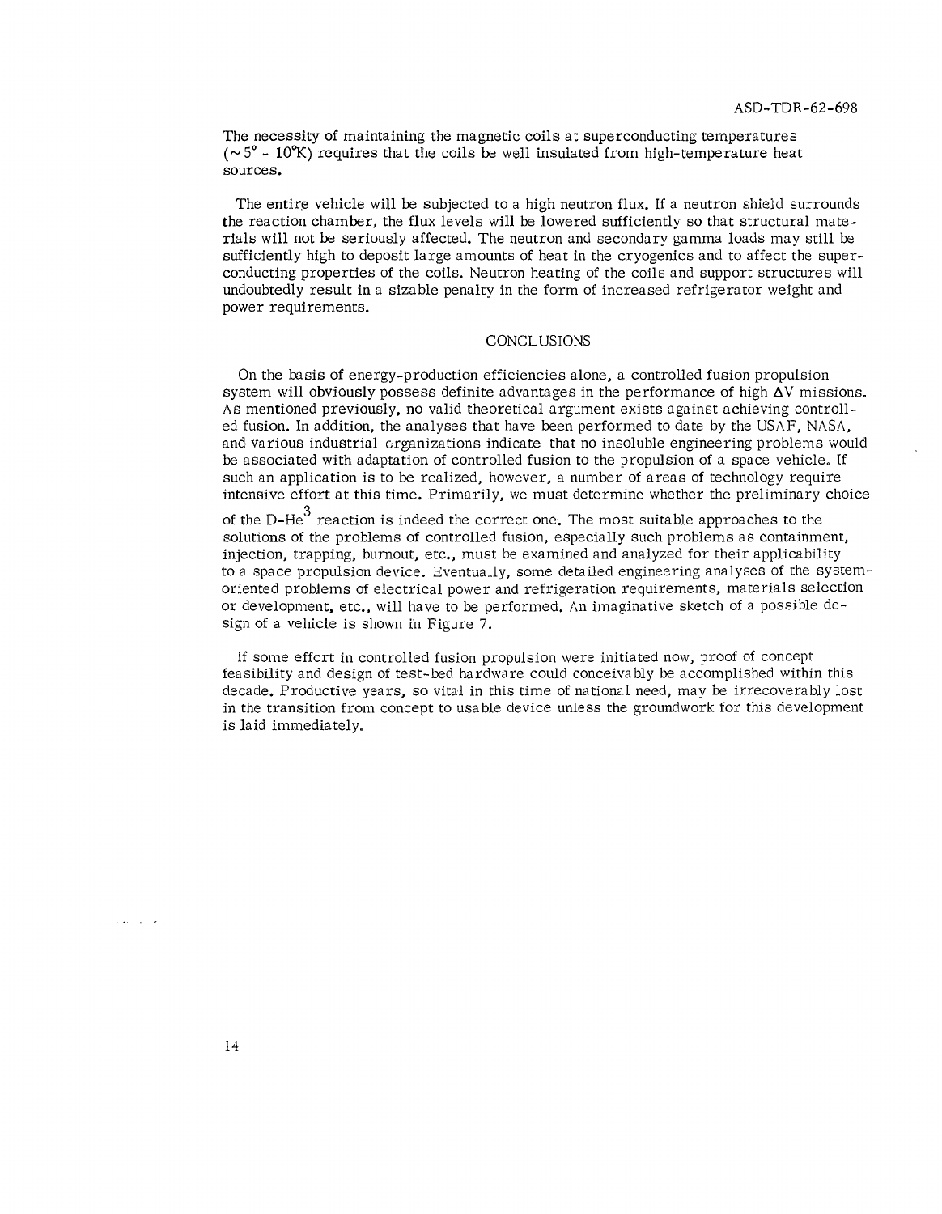The necessity of maintaining the magnetic coils at superconducting temperatures ($\sim 5° - 10°K$) requires that the coils be well insulated from high-temperature heat sources.

The entire vehicle will be subjected to a high neutron flux. If a neutron shield surrounds the reaction chamber, the flux levels will be lowered sufficiently so that structural materials will not be seriously affected. The neutron and secondary gamma loads may still be sufficiently high to deposit large amounts of heat in the cryogenics and to affect the superconducting properties of the coils. Neutron heating of the coils and support structures will undoubtedly result in a sizable penalty in the form of increased refrigerator weight and power requirements.

## CONCLUSIONS

On the basis of energy-production efficiencies alone, a controlled fusion propulsion system will obviously possess definite advantages in the performance of high $\Delta V$ missions. As mentioned previously, no valid theoretical argument exists against achieving controlled fusion. In addition, the analyses that have been performed to date by the USAF, NASA, and various industrial organizations indicate that no insoluble engineering problems would be associated with adaptation of controlled fusion to the propulsion of a space vehicle. If such an application is to be realized, however, a number of areas of technology require intensive effort at this time. Primarily, we must determine whether the preliminary choice of the $D\text{-}He^3$ reaction is indeed the correct one. The most suitable approaches to the solutions of the problems of controlled fusion, especially such problems as containment, injection, trapping, burnout, etc., must be examined and analyzed for their applicability to a space propulsion device. Eventually, some detailed engineering analyses of the system-oriented problems of electrical power and refrigeration requirements, materials selection or development, etc., will have to be performed. An imaginative sketch of a possible design of a vehicle is shown in Figure 7.

If some effort in controlled fusion propulsion were initiated now, proof of concept feasibility and design of test-bed hardware could conceivably be accomplished within this decade. Productive years, so vital in this time of national need, may be irrecoverably lost in the transition from concept to usable device unless the groundwork for this development is laid immediately.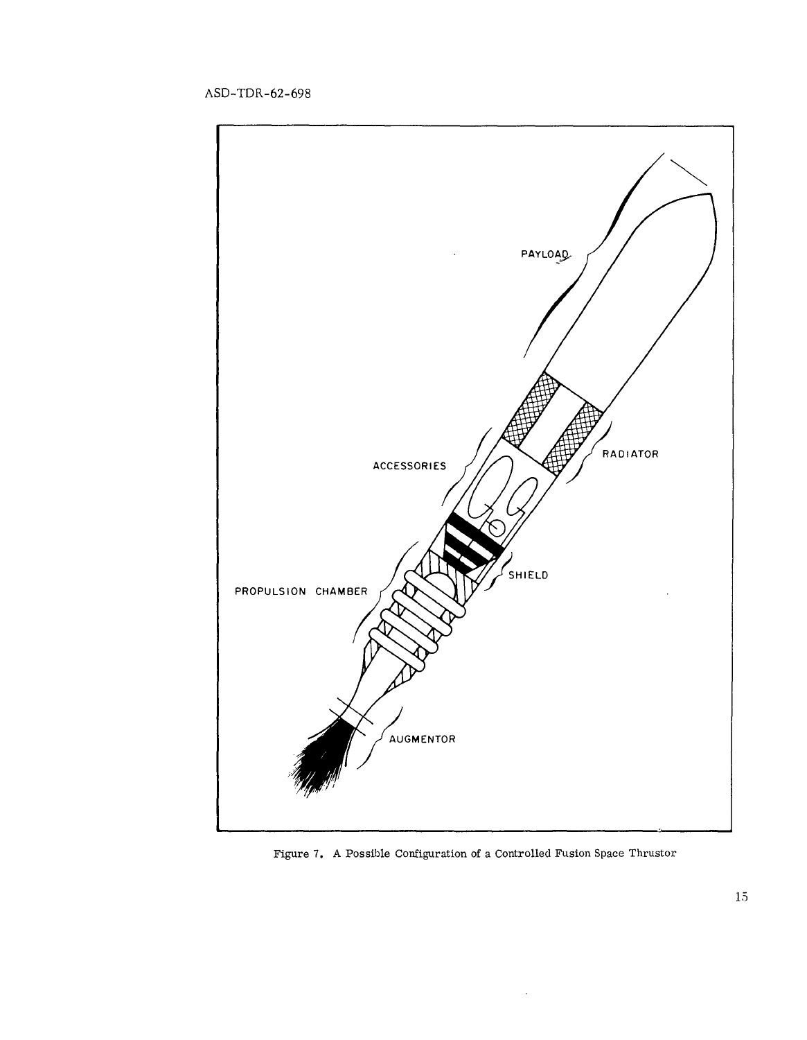PAYLOAD

RADIATOR

ACCESSORIES

SHIELD

PROPULSION CHAMBER

AUGMENTOR

Figure 7. A Possible Configuration of a Controlled Fusion Space Thrustor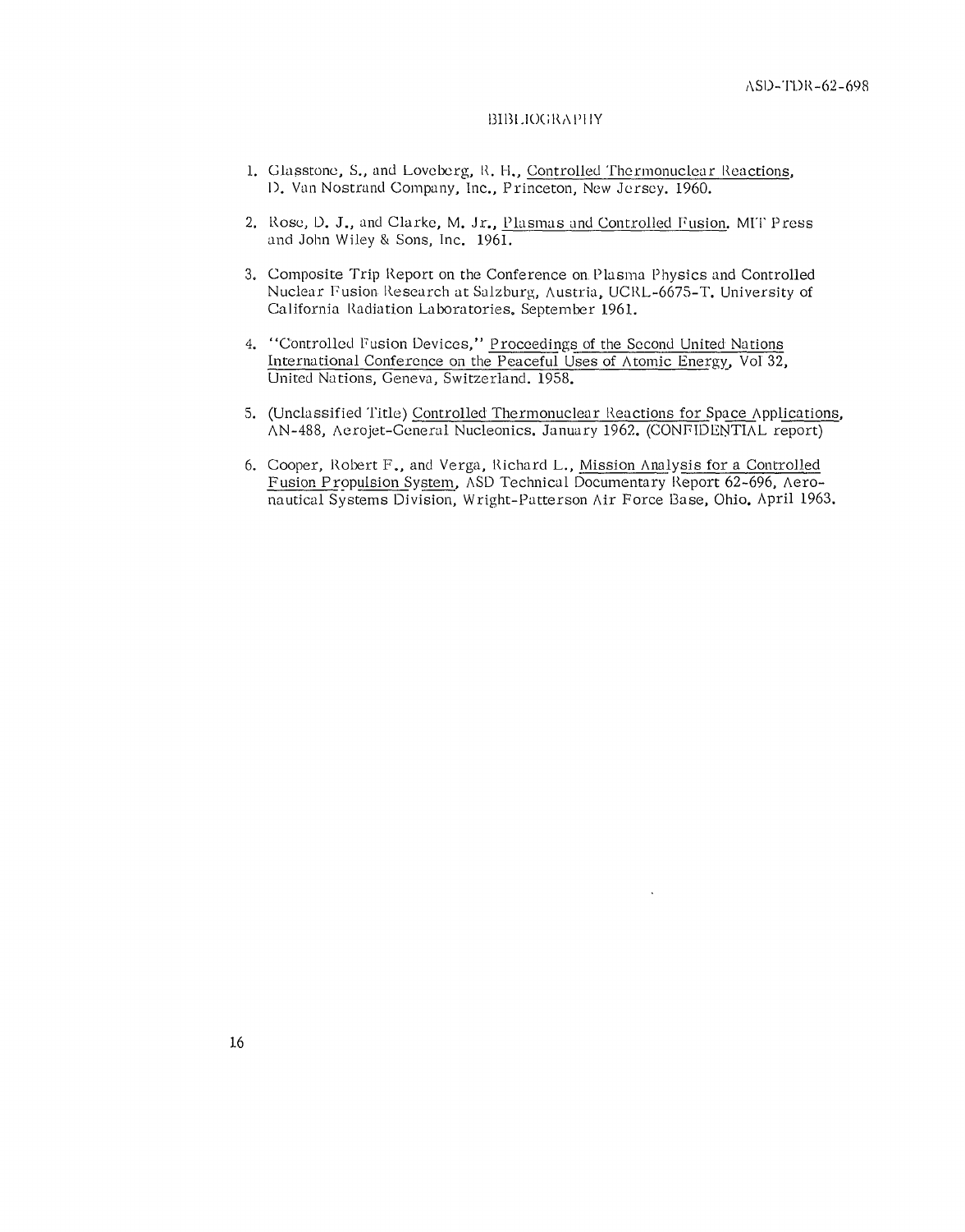## BIBLIOGRAPHY

1. Glasstone, S., and Loveberg, R. H., Controlled Thermonuclear Reactions, D. Van Nostrand Company, Inc., Princeton, New Jersey. 1960.

2. Rose, D. J., and Clarke, M. Jr., Plasmas and Controlled Fusion. MIT Press and John Wiley & Sons, Inc. 1961.

3. Composite Trip Report on the Conference on Plasma Physics and Controlled Nuclear Fusion Research at Salzburg, Austria, UCRL-6675-T. University of California Radiation Laboratories. September 1961.

4. "Controlled Fusion Devices," Proceedings of the Second United Nations International Conference on the Peaceful Uses of Atomic Energy, Vol 32, United Nations, Geneva, Switzerland. 1958.

5. (Unclassified Title) Controlled Thermonuclear Reactions for Space Applications, AN-488, Aerojet-General Nucleonics. January 1962. (CONFIDENTIAL report)

6. Cooper, Robert F., and Verga, Richard L., Mission Analysis for a Controlled Fusion Propulsion System, ASD Technical Documentary Report 62-696, Aeronautical Systems Division, Wright-Patterson Air Force Base, Ohio. April 1963.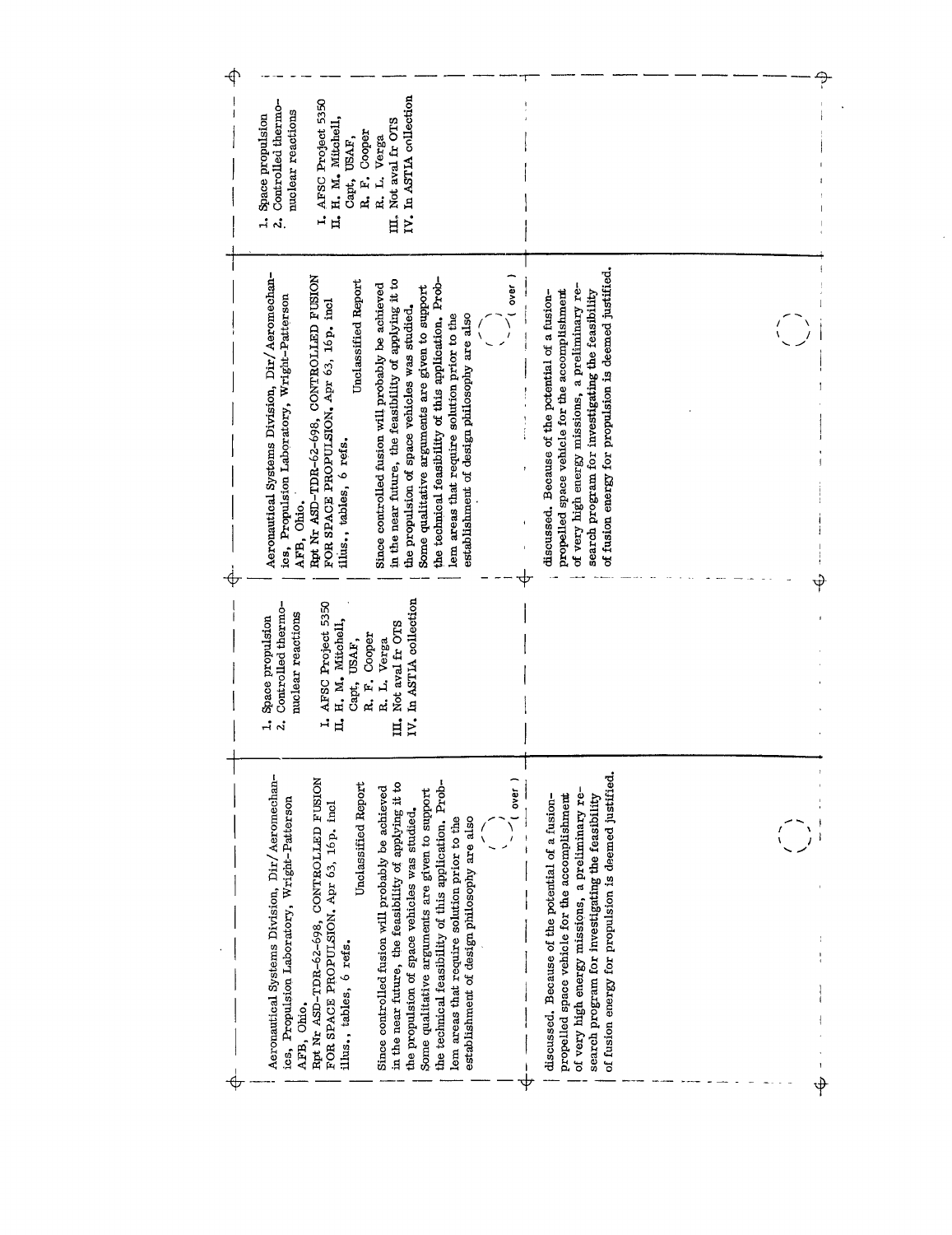Aeronautical Systems Division, Dir/Aeromechanics, Propulsion Laboratory, Wright-Patterson AFB, Ohio.
Rpt Nr ASD-TDR-62-698, CONTROLLED FUSION FOR SPACE PROPULSION. Apr 63, 16p. incl illus., tables, 6 refs.

Unclassified Report

Since controlled fusion will probably be achieved in the near future, the feasibility of applying it to the propulsion of space vehicles was studied. Some qualitative arguments are given to support the technical feasibility of this application. Problem areas that require solution prior to the establishment of design philosophy are also

( over )

discussed. Because of the potential of a fusion-propelled space vehicle for the accomplishment of very high energy missions, a preliminary research program for investigating the feasibility of fusion energy for propulsion is deemed justified.

1. Space propulsion
2. Controlled thermonuclear reactions

I. AFSC Project 5350
II. H. M. Mitchell, Capt, USAF, R. F. Cooper, R. L. Verga
III. Not aval fr OTS
IV. In ASTIA collection

---

Aeronautical Systems Division, Dir/Aeromechanics, Propulsion Laboratory, Wright-Patterson AFB, Ohio.
Rpt Nr ASD-TDR-62-698, CONTROLLED FUSION FOR SPACE PROPULSION. Apr 63, 16p. incl illus., tables, 6 refs.

Unclassified Report

Since controlled fusion will probably be achieved in the near future, the feasibility of applying it to the propulsion of space vehicles was studied. Some qualitative arguments are given to support the technical feasibility of this application. Problem areas that require solution prior to the establishment of design philosophy are also

( over )

discussed. Because of the potential of a fusion-propelled space vehicle for the accomplishment of very high energy missions, a preliminary research program for investigating the feasibility of fusion energy for propulsion is deemed justified.

1. Space propulsion
2. Controlled thermonuclear reactions

I. AFSC Project 5350
II. H. M. Mitchell, Capt, USAF, R. F. Cooper, R. L. Verga
III. Not aval fr OTS
IV. In ASTIA collection